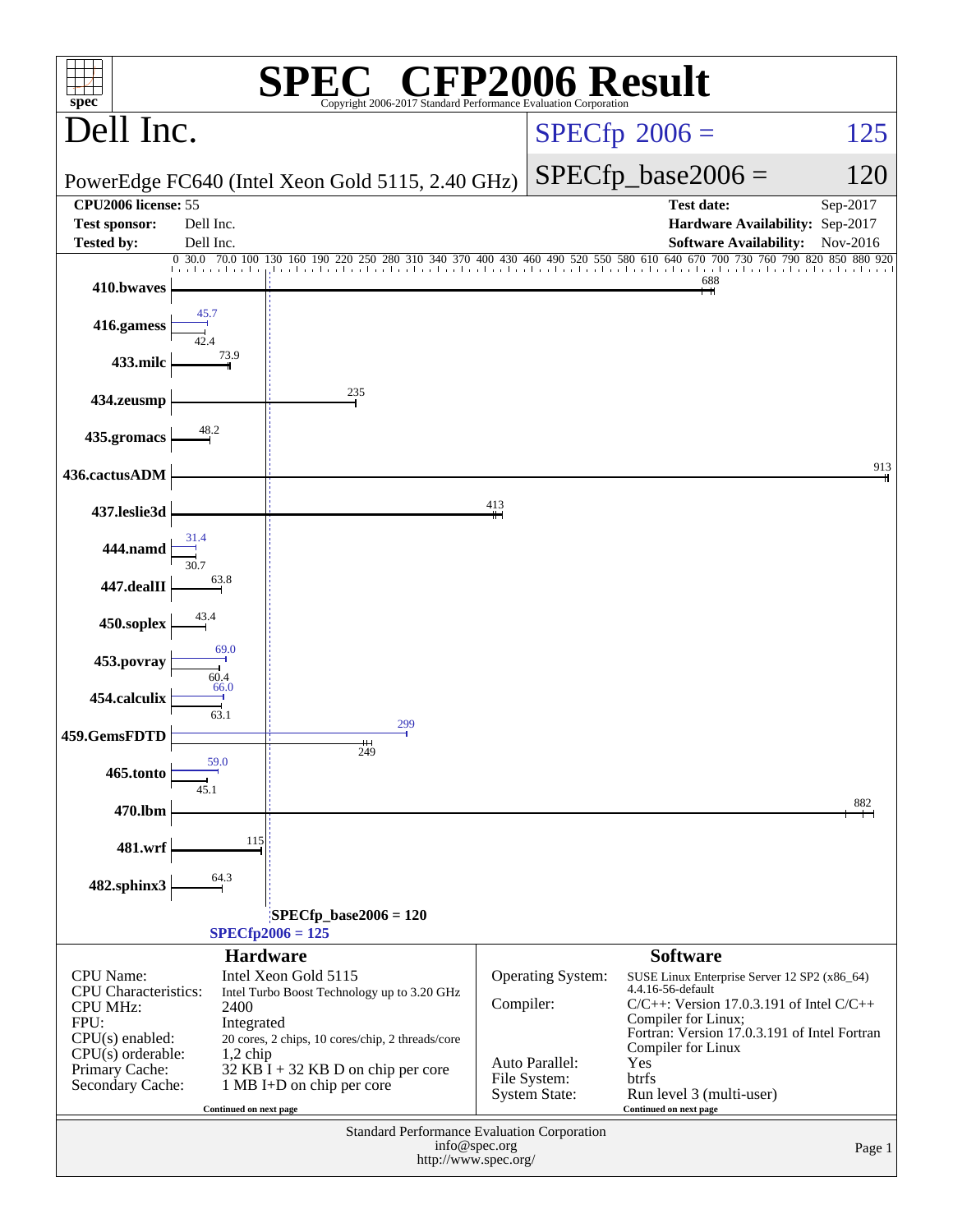# SPEC® CFP2006 Result

Copyright 2006-2017 Standard Performance Evaluation Corporation

## Dell Inc.

PowerEdge FC640 (Intel Xeon Gold 5115, 2.40 GHz)

SPECfp 2006 = 125

SPECfp_base2006 = 120

| | | | |
|---|---|---|---|
| **CPU2006 license:** 55 | | **Test date:** | Sep-2017 |
| **Test sponsor:** | Dell Inc. | **Hardware Availability:** | Sep-2017 |
| **Tested by:** | Dell Inc. | **Software Availability:** | Nov-2016 |

| Benchmark | Peak | Base |
|---|---|---|
| 410.bwaves | | 688 |
| 416.gamess | 45.7 | 42.4 |
| 433.milc | | 73.9 |
| 434.zeusmp | | 235 |
| 435.gromacs | | 48.2 |
| 436.cactusADM | | 913 |
| 437.leslie3d | | 413 |
| 444.namd | 31.4 | 30.7 |
| 447.dealII | | 63.8 |
| 450.soplex | | 43.4 |
| 453.povray | 69.0 | 60.4 |
| 454.calculix | 66.0 | 63.1 |
| 459.GemsFDTD | 299 | 249 |
| 465.tonto | 59.0 | 45.1 |
| 470.lbm | | 882 |
| 481.wrf | | 115 |
| 482.sphinx3 | | 64.3 |

SPECfp_base2006 = 120

SPECfp2006 = 125

### Hardware

| | |
|---|---|
| CPU Name: | Intel Xeon Gold 5115 |
| CPU Characteristics: | Intel Turbo Boost Technology up to 3.20 GHz |
| CPU MHz: | 2400 |
| FPU: | Integrated |
| CPU(s) enabled: | 20 cores, 2 chips, 10 cores/chip, 2 threads/core |
| CPU(s) orderable: | 1,2 chip |
| Primary Cache: | 32 KB I + 32 KB D on chip per core |
| Secondary Cache: | 1 MB I+D on chip per core |

Continued on next page

### Software

| | |
|---|---|
| Operating System: | SUSE Linux Enterprise Server 12 SP2 (x86_64) 4.4.16-56-default |
| Compiler: | C/C++: Version 17.0.3.191 of Intel C/C++ Compiler for Linux; Fortran: Version 17.0.3.191 of Intel Fortran Compiler for Linux |
| Auto Parallel: | Yes |
| File System: | btrfs |
| System State: | Run level 3 (multi-user) |

Continued on next page

Standard Performance Evaluation Corporation
info@spec.org
http://www.spec.org/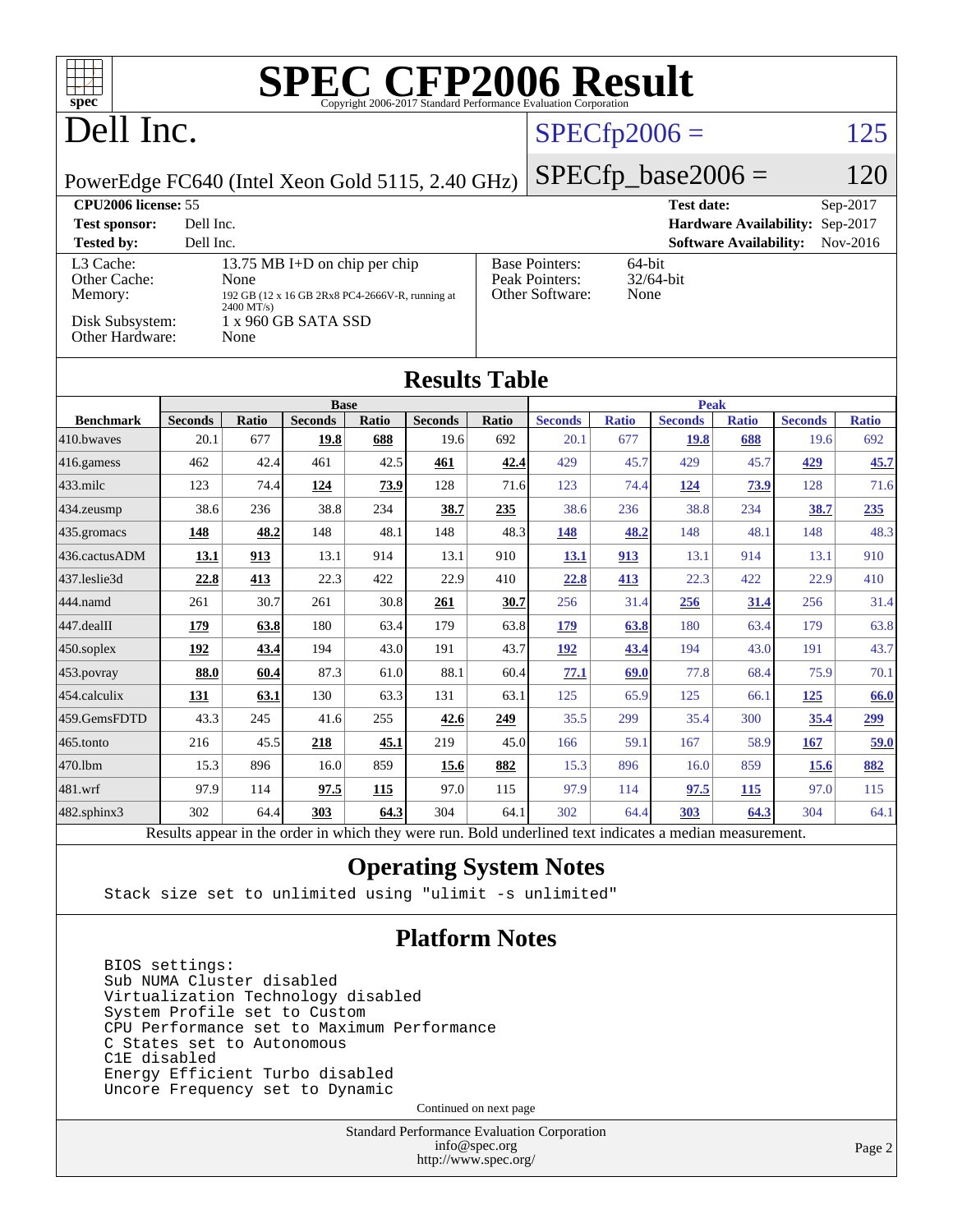# SPEC CFP2006 Result

Copyright 2006-2017 Standard Performance Evaluation Corporation

# Dell Inc.

PowerEdge FC640 (Intel Xeon Gold 5115, 2.40 GHz)

SPECfp2006 = 125

SPECfp_base2006 = 120

| | | | |
|---|---|---|---|
| **CPU2006 license:** 55 | | **Test date:** | Sep-2017 |
| **Test sponsor:** | Dell Inc. | **Hardware Availability:** | Sep-2017 |
| **Tested by:** | Dell Inc. | **Software Availability:** | Nov-2016 |

| | |
|---|---|
| L3 Cache: | 13.75 MB I+D on chip per chip |
| Other Cache: | None |
| Memory: | 192 GB (12 x 16 GB 2Rx8 PC4-2666V-R, running at 2400 MT/s) |
| Disk Subsystem: | 1 x 960 GB SATA SSD |
| Other Hardware: | None |

| | |
|---|---|
| Base Pointers: | 64-bit |
| Peak Pointers: | 32/64-bit |
| Other Software: | None |

## Results Table

| Benchmark | Base | | | | | | Peak | | | | | |
|---|---|---|---|---|---|---|---|---|---|---|---|---|
| | Seconds | Ratio | Seconds | Ratio | Seconds | Ratio | Seconds | Ratio | Seconds | Ratio | Seconds | Ratio |
| 410.bwaves | 20.1 | 677 | **19.8** | **688** | 19.6 | 692 | 20.1 | 677 | **19.8** | **688** | 19.6 | 692 |
| 416.gamess | 462 | 42.4 | 461 | 42.5 | **461** | **42.4** | 429 | 45.7 | 429 | 45.7 | **429** | **45.7** |
| 433.milc | 123 | 74.4 | **124** | **73.9** | 128 | 71.6 | 123 | 74.4 | **124** | **73.9** | 128 | 71.6 |
| 434.zeusmp | 38.6 | 236 | 38.8 | 234 | **38.7** | **235** | 38.6 | 236 | 38.8 | 234 | **38.7** | **235** |
| 435.gromacs | **148** | **48.2** | 148 | 48.1 | 148 | 48.3 | **148** | **48.2** | 148 | 48.1 | 148 | 48.3 |
| 436.cactusADM | **13.1** | **913** | 13.1 | 914 | 13.1 | 910 | **13.1** | **913** | 13.1 | 914 | 13.1 | 910 |
| 437.leslie3d | **22.8** | **413** | 22.3 | 422 | 22.9 | 410 | **22.8** | **413** | 22.3 | 422 | 22.9 | 410 |
| 444.namd | 261 | 30.7 | 261 | 30.8 | **261** | **30.7** | 256 | 31.4 | **256** | **31.4** | 256 | 31.4 |
| 447.dealII | **179** | **63.8** | 180 | 63.4 | 179 | 63.8 | **179** | **63.8** | 180 | 63.4 | 179 | 63.8 |
| 450.soplex | **192** | **43.4** | 194 | 43.0 | 191 | 43.7 | **192** | **43.4** | 194 | 43.0 | 191 | 43.7 |
| 453.povray | **88.0** | **60.4** | 87.3 | 61.0 | 88.1 | 60.4 | **77.1** | **69.0** | 77.8 | 68.4 | 75.9 | 70.1 |
| 454.calculix | **131** | **63.1** | 130 | 63.3 | 131 | 63.1 | 125 | 65.9 | 125 | 66.1 | **125** | **66.0** |
| 459.GemsFDTD | 43.3 | 245 | 41.6 | 255 | **42.6** | **249** | 35.5 | 299 | 35.4 | 300 | **35.4** | **299** |
| 465.tonto | 216 | 45.5 | **218** | **45.1** | 219 | 45.0 | 166 | 59.1 | 167 | 58.9 | **167** | **59.0** |
| 470.lbm | 15.3 | 896 | 16.0 | 859 | **15.6** | **882** | 15.3 | 896 | 16.0 | 859 | **15.6** | **882** |
| 481.wrf | 97.9 | 114 | **97.5** | **115** | 97.0 | 115 | 97.9 | 114 | **97.5** | **115** | 97.0 | 115 |
| 482.sphinx3 | 302 | 64.4 | **303** | **64.3** | 304 | 64.1 | 302 | 64.4 | **303** | **64.3** | 304 | 64.1 |

Results appear in the order in which they were run. Bold underlined text indicates a median measurement.

## Operating System Notes

```
Stack size set to unlimited using "ulimit -s unlimited"
```

## Platform Notes

```
BIOS settings:
Sub NUMA Cluster disabled
Virtualization Technology disabled
System Profile set to Custom
CPU Performance set to Maximum Performance
C States set to Autonomous
C1E disabled
Energy Efficient Turbo disabled
Uncore Frequency set to Dynamic
```

Continued on next page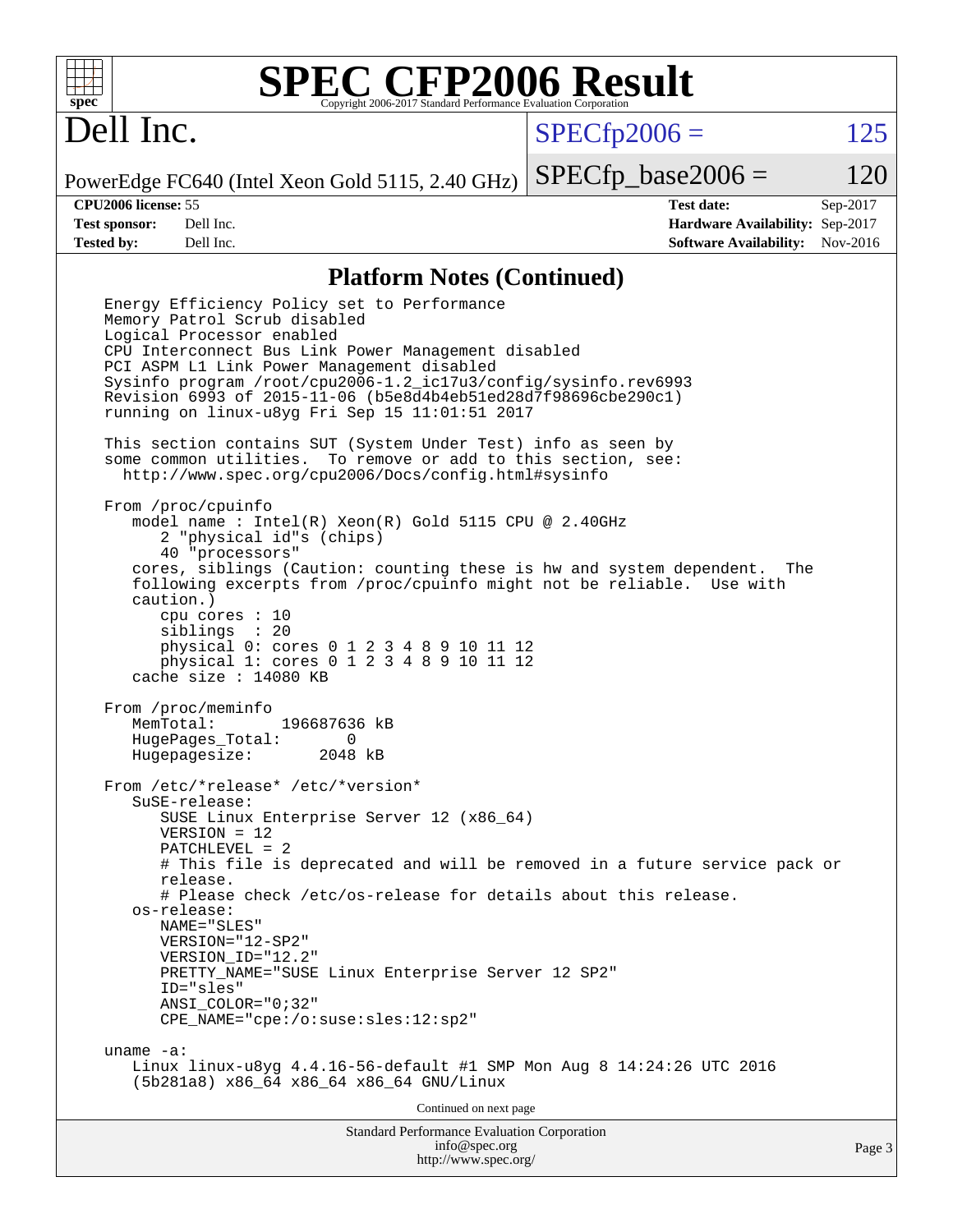## Platform Notes (Continued)

```
Energy Efficiency Policy set to Performance
Memory Patrol Scrub disabled
Logical Processor enabled
CPU Interconnect Bus Link Power Management disabled
PCI ASPM L1 Link Power Management disabled
Sysinfo program /root/cpu2006-1.2_ic17u3/config/sysinfo.rev6993
Revision 6993 of 2015-11-06 (b5e8d4b4eb51ed28d7f98696cbe290c1)
running on linux-u8yg Fri Sep 15 11:01:51 2017

This section contains SUT (System Under Test) info as seen by
some common utilities.  To remove or add to this section, see:
  http://www.spec.org/cpu2006/Docs/config.html#sysinfo

From /proc/cpuinfo
   model name : Intel(R) Xeon(R) Gold 5115 CPU @ 2.40GHz
      2 "physical id"s (chips)
      40 "processors"
   cores, siblings (Caution: counting these is hw and system dependent.  The
   following excerpts from /proc/cpuinfo might not be reliable.  Use with
   caution.)
      cpu cores : 10
      siblings  : 20
      physical 0: cores 0 1 2 3 4 8 9 10 11 12
      physical 1: cores 0 1 2 3 4 8 9 10 11 12
   cache size : 14080 KB

From /proc/meminfo
   MemTotal:       196687636 kB
   HugePages_Total:       0
   Hugepagesize:       2048 kB

From /etc/*release* /etc/*version*
   SuSE-release:
      SUSE Linux Enterprise Server 12 (x86_64)
      VERSION = 12
      PATCHLEVEL = 2
      # This file is deprecated and will be removed in a future service pack or
      release.
      # Please check /etc/os-release for details about this release.
   os-release:
      NAME="SLES"
      VERSION="12-SP2"
      VERSION_ID="12.2"
      PRETTY_NAME="SUSE Linux Enterprise Server 12 SP2"
      ID="sles"
      ANSI_COLOR="0;32"
      CPE_NAME="cpe:/o:suse:sles:12:sp2"

uname -a:
   Linux linux-u8yg 4.4.16-56-default #1 SMP Mon Aug 8 14:24:26 UTC 2016
   (5b281a8) x86_64 x86_64 x86_64 GNU/Linux
```

Continued on next page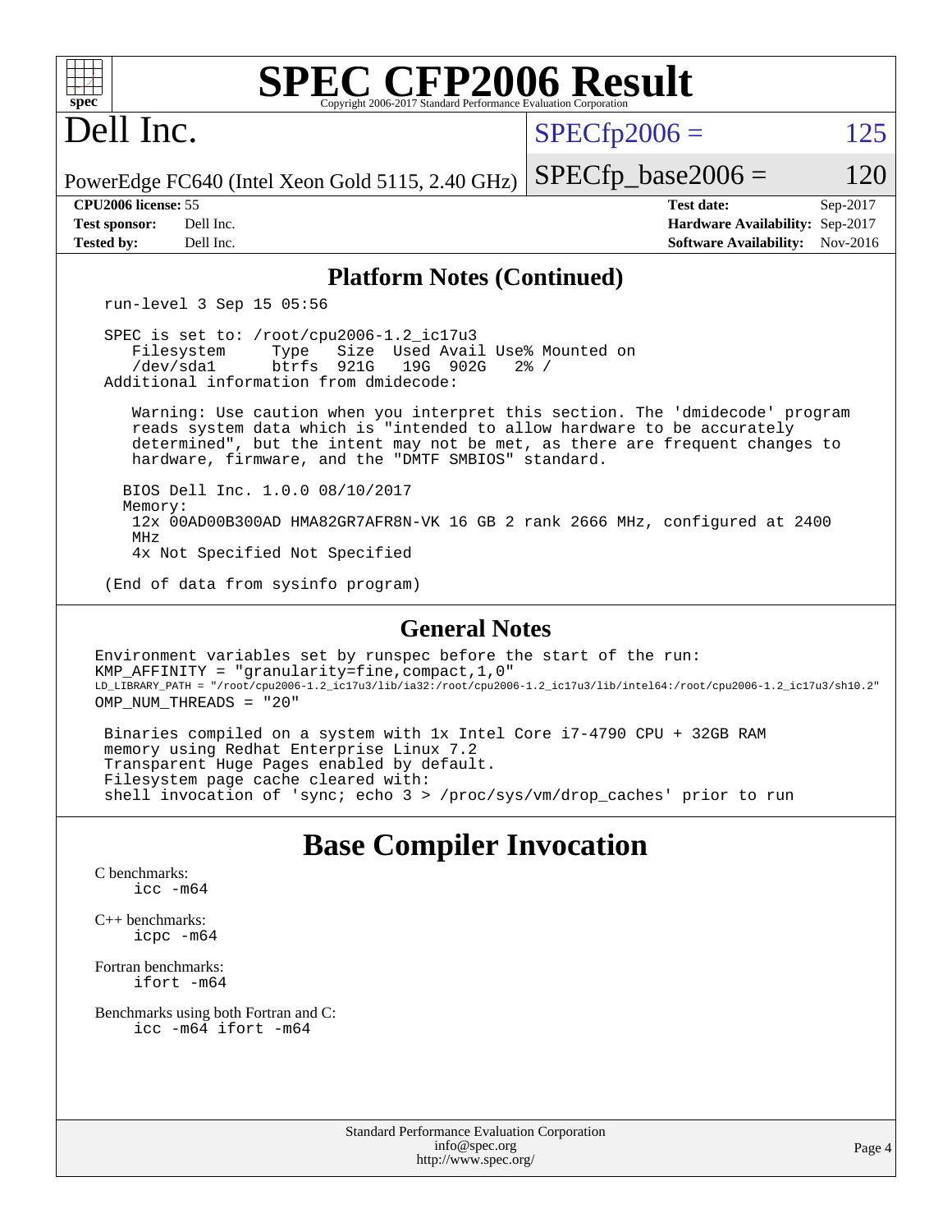# SPEC CFP2006 Result

Copyright 2006-2017 Standard Performance Evaluation Corporation

## Dell Inc.

PowerEdge FC640 (Intel Xeon Gold 5115, 2.40 GHz)

SPECfp2006 = 125

SPECfp_base2006 = 120

| | | | |
|---|---|---|---|
| **CPU2006 license:** 55 | | **Test date:** | Sep-2017 |
| **Test sponsor:** | Dell Inc. | **Hardware Availability:** | Sep-2017 |
| **Tested by:** | Dell Inc. | **Software Availability:** | Nov-2016 |

### Platform Notes (Continued)

```
run-level 3 Sep 15 05:56

SPEC is set to: /root/cpu2006-1.2_ic17u3
   Filesystem     Type   Size  Used Avail Use% Mounted on
   /dev/sda1      btrfs  921G   19G  902G   2% /
Additional information from dmidecode:

   Warning: Use caution when you interpret this section. The 'dmidecode' program
   reads system data which is "intended to allow hardware to be accurately
   determined", but the intent may not be met, as there are frequent changes to
   hardware, firmware, and the "DMTF SMBIOS" standard.

  BIOS Dell Inc. 1.0.0 08/10/2017
  Memory:
   12x 00AD00B300AD HMA82GR7AFR8N-VK 16 GB 2 rank 2666 MHz, configured at 2400
   MHz
   4x Not Specified Not Specified

(End of data from sysinfo program)
```

### General Notes

```
Environment variables set by runspec before the start of the run:
KMP_AFFINITY = "granularity=fine,compact,1,0"
LD_LIBRARY_PATH = "/root/cpu2006-1.2_ic17u3/lib/ia32:/root/cpu2006-1.2_ic17u3/lib/intel64:/root/cpu2006-1.2_ic17u3/sh10.2"
OMP_NUM_THREADS = "20"

 Binaries compiled on a system with 1x Intel Core i7-4790 CPU + 32GB RAM
 memory using Redhat Enterprise Linux 7.2
 Transparent Huge Pages enabled by default.
 Filesystem page cache cleared with:
 shell invocation of 'sync; echo 3 > /proc/sys/vm/drop_caches' prior to run
```

## Base Compiler Invocation

C benchmarks:
```
icc -m64
```

C++ benchmarks:
```
icpc -m64
```

Fortran benchmarks:
```
ifort -m64
```

Benchmarks using both Fortran and C:
```
icc -m64 ifort -m64
```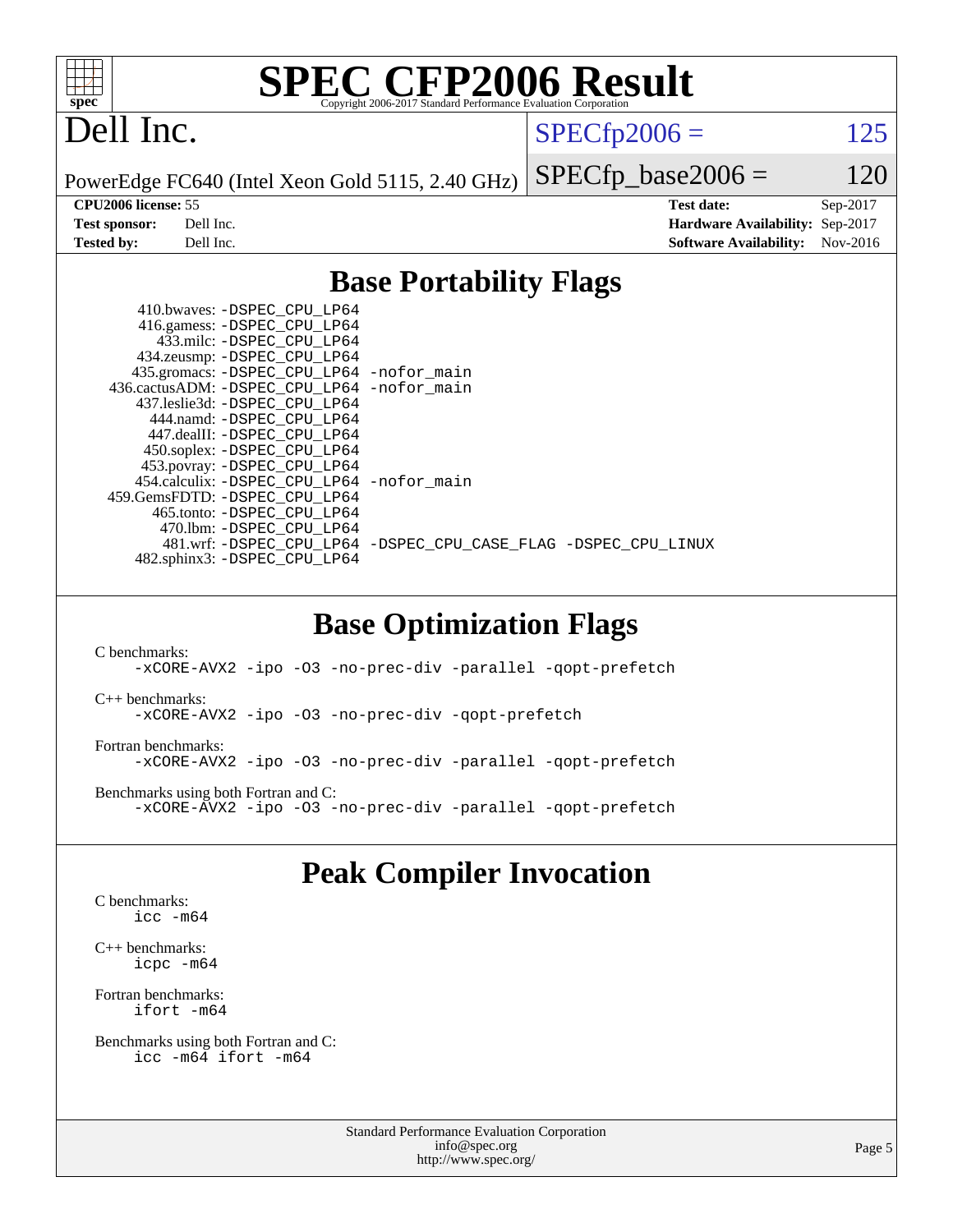# SPEC CFP2006 Result

Copyright 2006-2017 Standard Performance Evaluation Corporation

**Dell Inc.**

PowerEdge FC640 (Intel Xeon Gold 5115, 2.40 GHz)

SPECfp2006 = 125

SPECfp_base2006 = 120

| | | | |
|---|---|---|---|
| **CPU2006 license:** 55 | | **Test date:** | Sep-2017 |
| **Test sponsor:** | Dell Inc. | **Hardware Availability:** | Sep-2017 |
| **Tested by:** | Dell Inc. | **Software Availability:** | Nov-2016 |

## Base Portability Flags

```
     410.bwaves: -DSPEC_CPU_LP64
     416.gamess: -DSPEC_CPU_LP64
       433.milc: -DSPEC_CPU_LP64
     434.zeusmp: -DSPEC_CPU_LP64
    435.gromacs: -DSPEC_CPU_LP64 -nofor_main
 436.cactusADM: -DSPEC_CPU_LP64 -nofor_main
   437.leslie3d: -DSPEC_CPU_LP64
       444.namd: -DSPEC_CPU_LP64
     447.dealII: -DSPEC_CPU_LP64
     450.soplex: -DSPEC_CPU_LP64
     453.povray: -DSPEC_CPU_LP64
   454.calculix: -DSPEC_CPU_LP64 -nofor_main
  459.GemsFDTD: -DSPEC_CPU_LP64
      465.tonto: -DSPEC_CPU_LP64
        470.lbm: -DSPEC_CPU_LP64
        481.wrf: -DSPEC_CPU_LP64 -DSPEC_CPU_CASE_FLAG -DSPEC_CPU_LINUX
    482.sphinx3: -DSPEC_CPU_LP64
```

## Base Optimization Flags

C benchmarks:
```
-xCORE-AVX2 -ipo -O3 -no-prec-div -parallel -qopt-prefetch
```

C++ benchmarks:
```
-xCORE-AVX2 -ipo -O3 -no-prec-div -qopt-prefetch
```

Fortran benchmarks:
```
-xCORE-AVX2 -ipo -O3 -no-prec-div -parallel -qopt-prefetch
```

Benchmarks using both Fortran and C:
```
-xCORE-AVX2 -ipo -O3 -no-prec-div -parallel -qopt-prefetch
```

## Peak Compiler Invocation

C benchmarks:
```
icc -m64
```

C++ benchmarks:
```
icpc -m64
```

Fortran benchmarks:
```
ifort -m64
```

Benchmarks using both Fortran and C:
```
icc -m64 ifort -m64
```

Standard Performance Evaluation Corporation
info@spec.org
http://www.spec.org/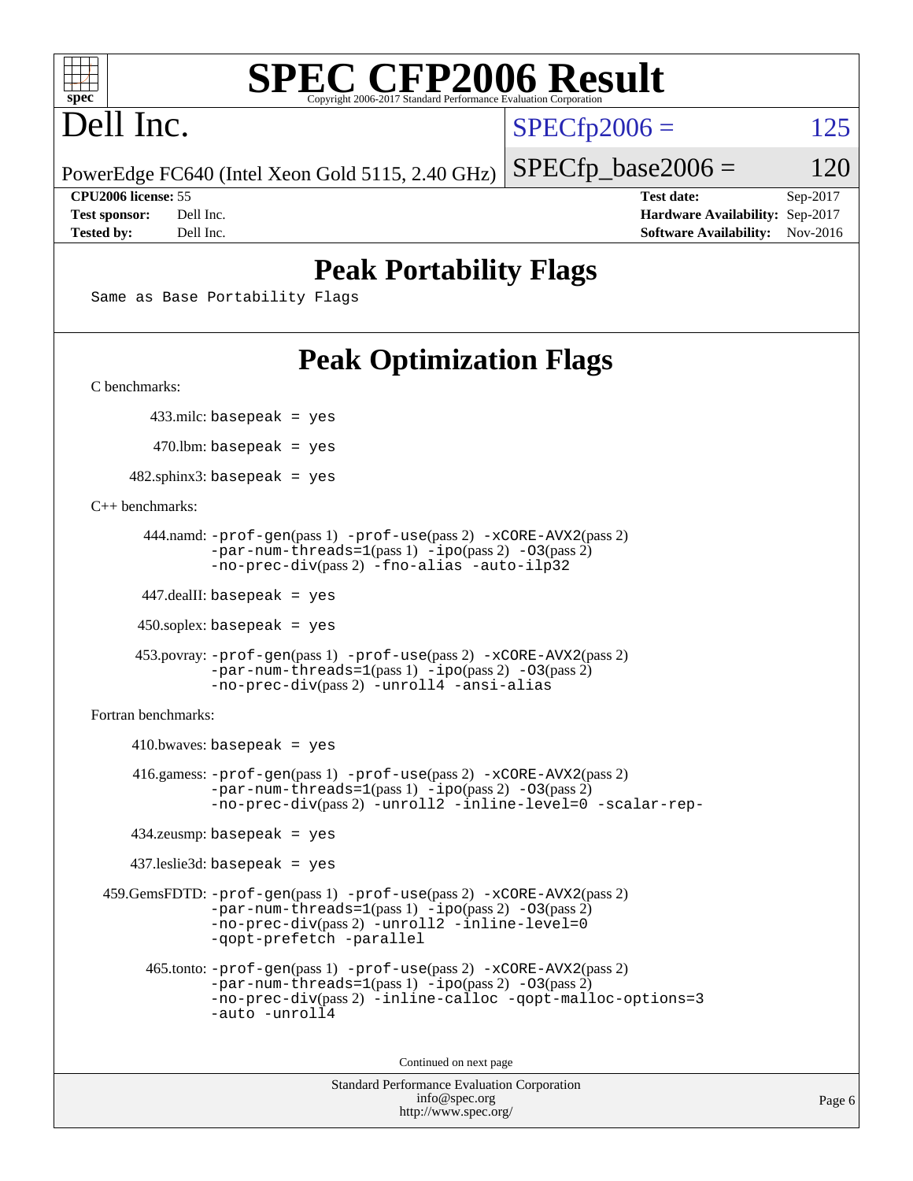# SPEC CFP2006 Result

Copyright 2006-2017 Standard Performance Evaluation Corporation

# Dell Inc.

PowerEdge FC640 (Intel Xeon Gold 5115, 2.40 GHz)

SPECfp2006 = 125

SPECfp_base2006 = 120

| | | | |
|---|---|---|---|
| **CPU2006 license:** | 55 | **Test date:** | Sep-2017 |
| **Test sponsor:** | Dell Inc. | **Hardware Availability:** | Sep-2017 |
| **Tested by:** | Dell Inc. | **Software Availability:** | Nov-2016 |

## Peak Portability Flags

Same as Base Portability Flags

## Peak Optimization Flags

C benchmarks:

433.milc: basepeak = yes

470.lbm: basepeak = yes

482.sphinx3: basepeak = yes

C++ benchmarks:

444.namd: -prof-gen(pass 1) -prof-use(pass 2) -xCORE-AVX2(pass 2) -par-num-threads=1(pass 1) -ipo(pass 2) -O3(pass 2) -no-prec-div(pass 2) -fno-alias -auto-ilp32

447.dealII: basepeak = yes

450.soplex: basepeak = yes

453.povray: -prof-gen(pass 1) -prof-use(pass 2) -xCORE-AVX2(pass 2) -par-num-threads=1(pass 1) -ipo(pass 2) -O3(pass 2) -no-prec-div(pass 2) -unroll4 -ansi-alias

Fortran benchmarks:

410.bwaves: basepeak = yes

416.gamess: -prof-gen(pass 1) -prof-use(pass 2) -xCORE-AVX2(pass 2) -par-num-threads=1(pass 1) -ipo(pass 2) -O3(pass 2) -no-prec-div(pass 2) -unroll2 -inline-level=0 -scalar-rep-

434.zeusmp: basepeak = yes

437.leslie3d: basepeak = yes

459.GemsFDTD: -prof-gen(pass 1) -prof-use(pass 2) -xCORE-AVX2(pass 2) -par-num-threads=1(pass 1) -ipo(pass 2) -O3(pass 2) -no-prec-div(pass 2) -unroll2 -inline-level=0 -qopt-prefetch -parallel

465.tonto: -prof-gen(pass 1) -prof-use(pass 2) -xCORE-AVX2(pass 2) -par-num-threads=1(pass 1) -ipo(pass 2) -O3(pass 2) -no-prec-div(pass 2) -inline-calloc -qopt-malloc-options=3 -auto -unroll4

Continued on next page

Standard Performance Evaluation Corporation
info@spec.org
http://www.spec.org/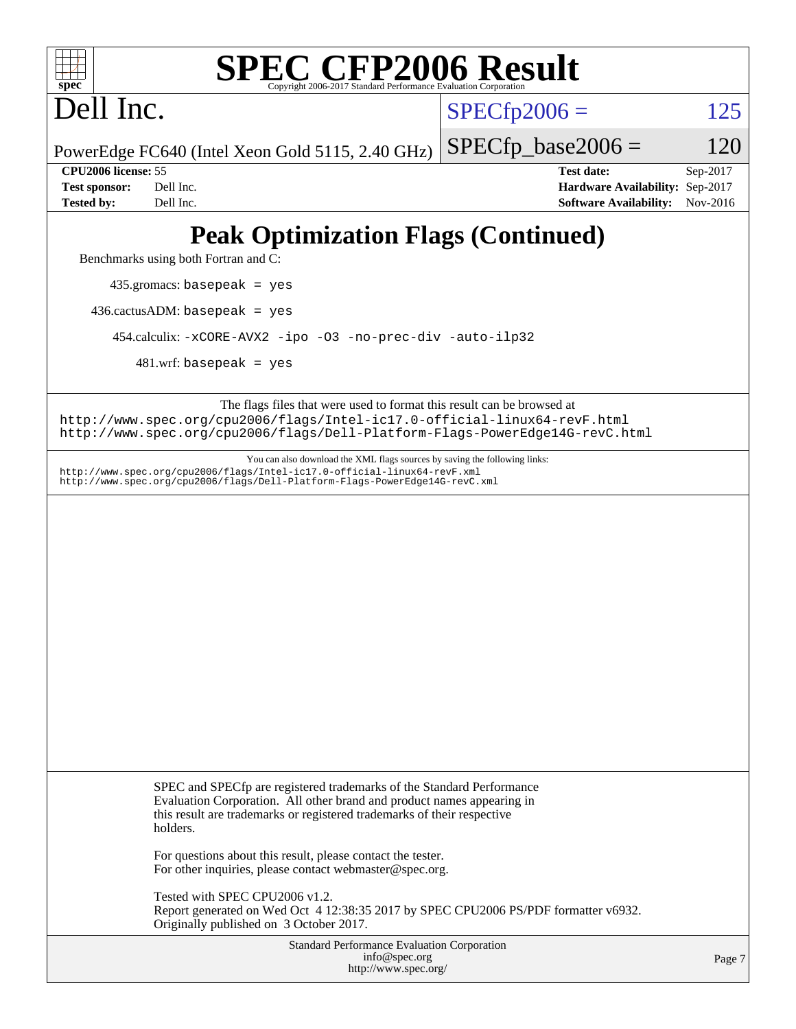# Peak Optimization Flags (Continued)

Benchmarks using both Fortran and C:

435.gromacs: `basepeak = yes`

436.cactusADM: `basepeak = yes`

454.calculix: `-xCORE-AVX2 -ipo -O3 -no-prec-div -auto-ilp32`

481.wrf: `basepeak = yes`

The flags files that were used to format this result can be browsed at
http://www.spec.org/cpu2006/flags/Intel-ic17.0-official-linux64-revF.html
http://www.spec.org/cpu2006/flags/Dell-Platform-Flags-PowerEdge14G-revC.html

You can also download the XML flags sources by saving the following links:
http://www.spec.org/cpu2006/flags/Intel-ic17.0-official-linux64-revF.xml
http://www.spec.org/cpu2006/flags/Dell-Platform-Flags-PowerEdge14G-revC.xml

SPEC and SPECfp are registered trademarks of the Standard Performance Evaluation Corporation. All other brand and product names appearing in this result are trademarks or registered trademarks of their respective holders.

For questions about this result, please contact the tester.
For other inquiries, please contact webmaster@spec.org.

Tested with SPEC CPU2006 v1.2.
Report generated on Wed Oct 4 12:38:35 2017 by SPEC CPU2006 PS/PDF formatter v6932.
Originally published on 3 October 2017.